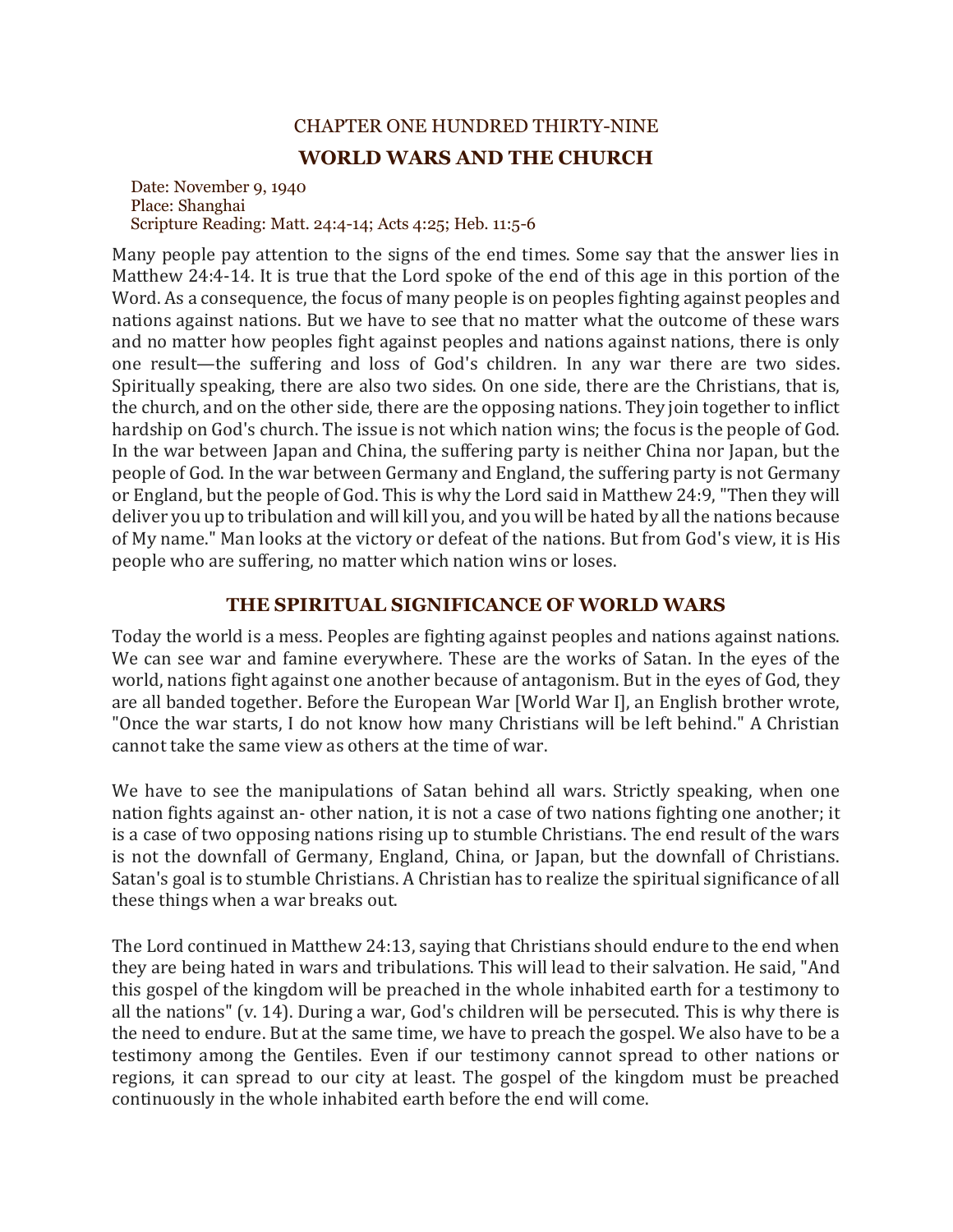## CHAPTER ONE HUNDRED THIRTY-NINE

# WORLD WARS AND THE CHURCH

Date: November 9, 1940
Place: Shanghai
Scripture Reading: Matt. 24:4-14; Acts 4:25; Heb. 11:5-6

Many people pay attention to the signs of the end times. Some say that the answer lies in Matthew 24:4-14. It is true that the Lord spoke of the end of this age in this portion of the Word. As a consequence, the focus of many people is on peoples fighting against peoples and nations against nations. But we have to see that no matter what the outcome of these wars and no matter how peoples fight against peoples and nations against nations, there is only one result—the suffering and loss of God's children. In any war there are two sides. Spiritually speaking, there are also two sides. On one side, there are the Christians, that is, the church, and on the other side, there are the opposing nations. They join together to inflict hardship on God's church. The issue is not which nation wins; the focus is the people of God. In the war between Japan and China, the suffering party is neither China nor Japan, but the people of God. In the war between Germany and England, the suffering party is not Germany or England, but the people of God. This is why the Lord said in Matthew 24:9, "Then they will deliver you up to tribulation and will kill you, and you will be hated by all the nations because of My name." Man looks at the victory or defeat of the nations. But from God's view, it is His people who are suffering, no matter which nation wins or loses.

## THE SPIRITUAL SIGNIFICANCE OF WORLD WARS

Today the world is a mess. Peoples are fighting against peoples and nations against nations. We can see war and famine everywhere. These are the works of Satan. In the eyes of the world, nations fight against one another because of antagonism. But in the eyes of God, they are all banded together. Before the European War [World War I], an English brother wrote, "Once the war starts, I do not know how many Christians will be left behind." A Christian cannot take the same view as others at the time of war.

We have to see the manipulations of Satan behind all wars. Strictly speaking, when one nation fights against another nation, it is not a case of two nations fighting one another; it is a case of two opposing nations rising up to stumble Christians. The end result of the wars is not the downfall of Germany, England, China, or Japan, but the downfall of Christians. Satan's goal is to stumble Christians. A Christian has to realize the spiritual significance of all these things when a war breaks out.

The Lord continued in Matthew 24:13, saying that Christians should endure to the end when they are being hated in wars and tribulations. This will lead to their salvation. He said, "And this gospel of the kingdom will be preached in the whole inhabited earth for a testimony to all the nations" (v. 14). During a war, God's children will be persecuted. This is why there is the need to endure. But at the same time, we have to preach the gospel. We also have to be a testimony among the Gentiles. Even if our testimony cannot spread to other nations or regions, it can spread to our city at least. The gospel of the kingdom must be preached continuously in the whole inhabited earth before the end will come.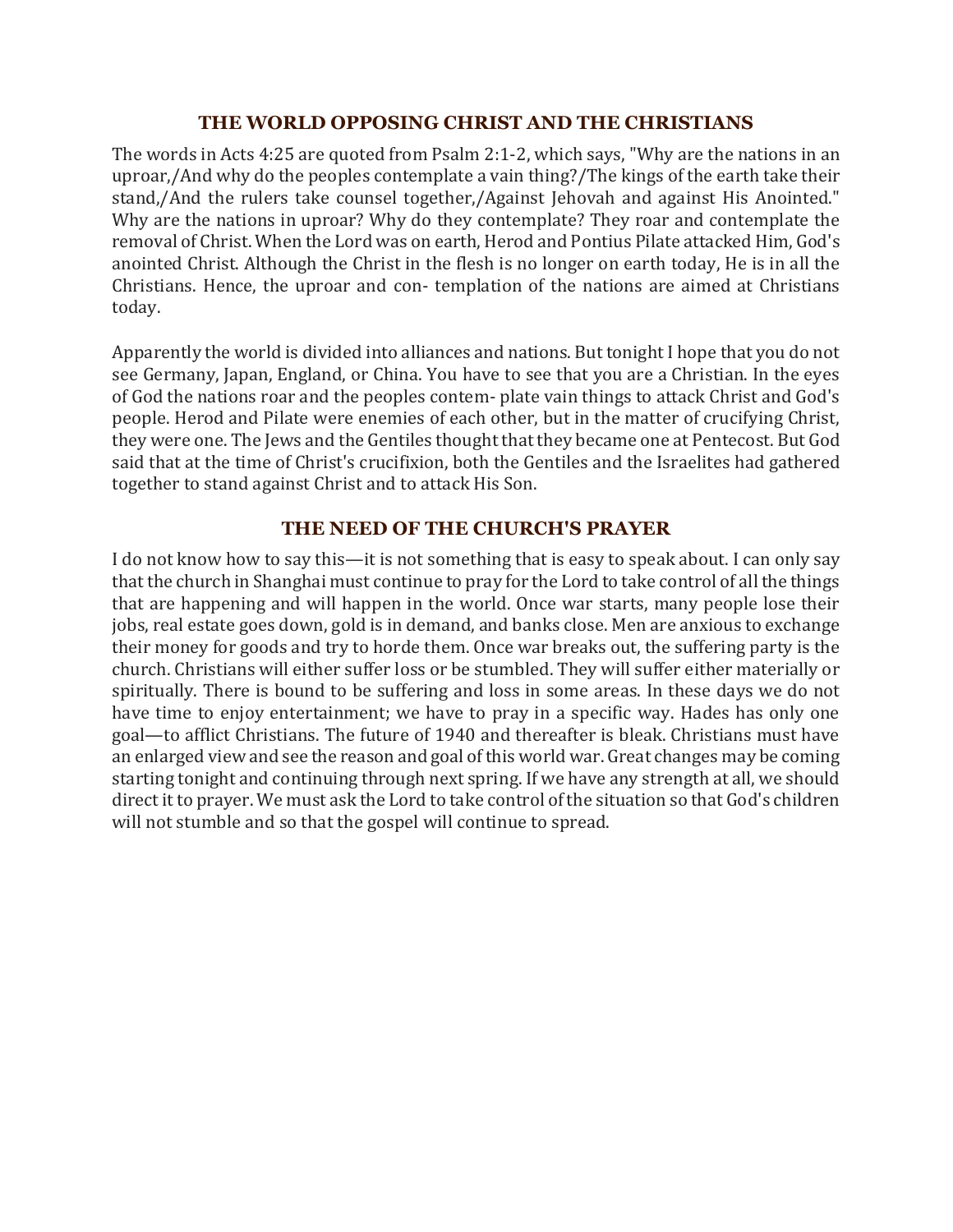## THE WORLD OPPOSING CHRIST AND THE CHRISTIANS

The words in Acts 4:25 are quoted from Psalm 2:1-2, which says, "Why are the nations in an uproar,/And why do the peoples contemplate a vain thing?/The kings of the earth take their stand,/And the rulers take counsel together,/Against Jehovah and against His Anointed." Why are the nations in uproar? Why do they contemplate? They roar and contemplate the removal of Christ. When the Lord was on earth, Herod and Pontius Pilate attacked Him, God's anointed Christ. Although the Christ in the flesh is no longer on earth today, He is in all the Christians. Hence, the uproar and con- templation of the nations are aimed at Christians today.

Apparently the world is divided into alliances and nations. But tonight I hope that you do not see Germany, Japan, England, or China. You have to see that you are a Christian. In the eyes of God the nations roar and the peoples contem- plate vain things to attack Christ and God's people. Herod and Pilate were enemies of each other, but in the matter of crucifying Christ, they were one. The Jews and the Gentiles thought that they became one at Pentecost. But God said that at the time of Christ's crucifixion, both the Gentiles and the Israelites had gathered together to stand against Christ and to attack His Son.

## THE NEED OF THE CHURCH'S PRAYER

I do not know how to say this—it is not something that is easy to speak about. I can only say that the church in Shanghai must continue to pray for the Lord to take control of all the things that are happening and will happen in the world. Once war starts, many people lose their jobs, real estate goes down, gold is in demand, and banks close. Men are anxious to exchange their money for goods and try to horde them. Once war breaks out, the suffering party is the church. Christians will either suffer loss or be stumbled. They will suffer either materially or spiritually. There is bound to be suffering and loss in some areas. In these days we do not have time to enjoy entertainment; we have to pray in a specific way. Hades has only one goal—to afflict Christians. The future of 1940 and thereafter is bleak. Christians must have an enlarged view and see the reason and goal of this world war. Great changes may be coming starting tonight and continuing through next spring. If we have any strength at all, we should direct it to prayer. We must ask the Lord to take control of the situation so that God's children will not stumble and so that the gospel will continue to spread.